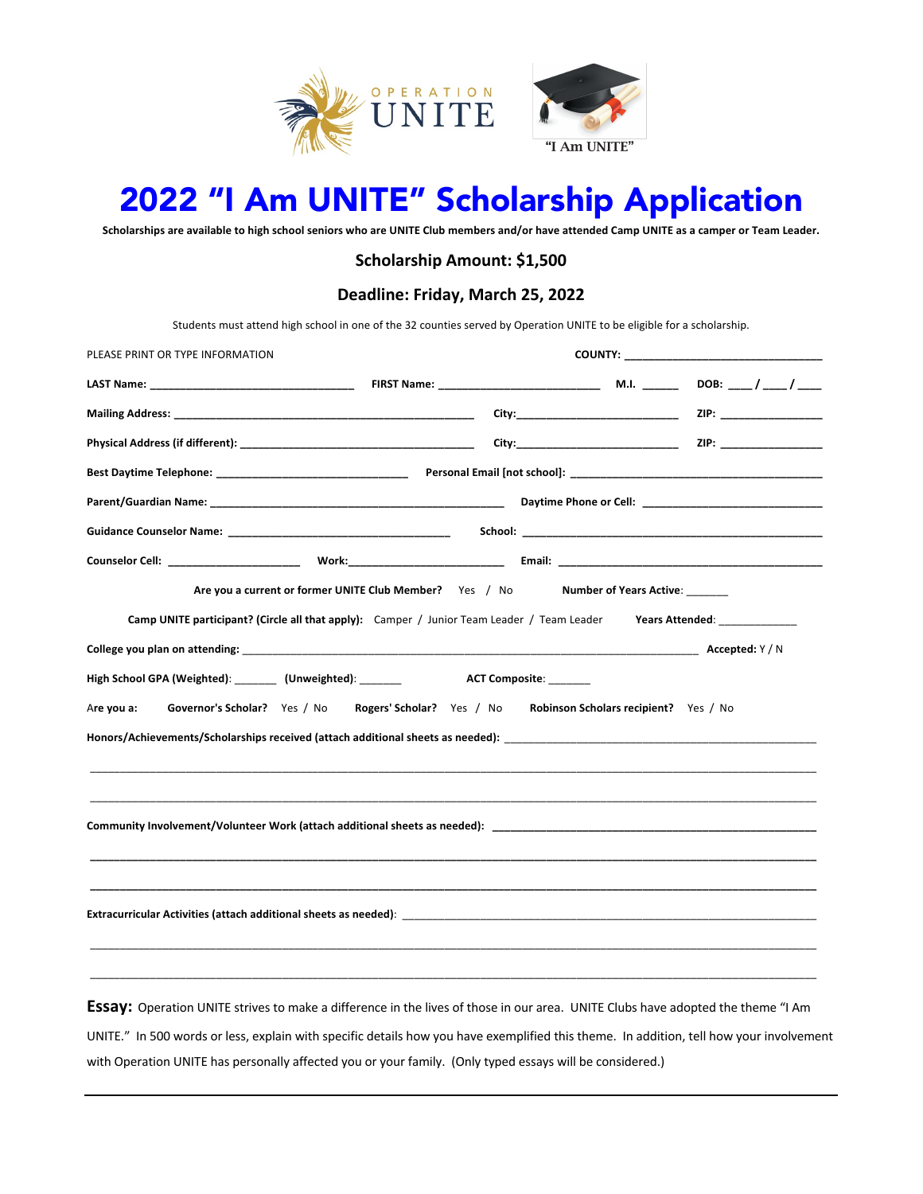OPERATION UNITE

"I Am UNITE"

# 2022 "I Am UNITE" Scholarship Application

**Scholarships are available to high school seniors who are UNITE Club members and/or have attended Camp UNITE as a camper or Team Leader.**

**Scholarship Amount: $1,500**

**Deadline: Friday, March 25, 2022**

Students must attend high school in one of the 32 counties served by Operation UNITE to be eligible for a scholarship.

PLEASE PRINT OR TYPE INFORMATION **COUNTY:** ______________________________

**LAST Name:** ______________________________ **FIRST Name:** ________________________ **M.I.** _____ **DOB:** ___ / ___ / ___

**Mailing Address:** ____________________________________________ **City:**________________________ **ZIP:** ______________

**Physical Address (if different):** ___________________________________ **City:**________________________ **ZIP:** ______________

**Best Daytime Telephone:** ___________________________ **Personal Email [not school]:** ______________________________________

**Parent/Guardian Name:** ____________________________________________ **Daytime Phone or Cell:** __________________________

**Guidance Counselor Name:** ________________________________ **School:** ____________________________________________

**Counselor Cell:** ___________________ **Work:**______________________ **Email:** ______________________________________

**Are you a current or former UNITE Club Member?** Yes / No **Number of Years Active:** ______

**Camp UNITE participant? (Circle all that apply):** Camper / Junior Team Leader / Team Leader **Years Attended:** ____________

**College you plan on attending:** __________________________________________________________________ **Accepted:** Y / N

**High School GPA (Weighted):** ______ **(Unweighted):** ______ **ACT Composite:** ______

Are you a: **Governor's Scholar?** Yes / No **Rogers' Scholar?** Yes / No **Robinson Scholars recipient?** Yes / No

**Honors/Achievements/Scholarships received (attach additional sheets as needed):** ____________________________________________

________________________________________________________________________________________________

________________________________________________________________________________________________

**Community Involvement/Volunteer Work (attach additional sheets as needed):** ____________________________________________

________________________________________________________________________________________________

________________________________________________________________________________________________

**Extracurricular Activities (attach additional sheets as needed):** ____________________________________________________

________________________________________________________________________________________________

________________________________________________________________________________________________

**Essay:** Operation UNITE strives to make a difference in the lives of those in our area. UNITE Clubs have adopted the theme "I Am UNITE." In 500 words or less, explain with specific details how you have exemplified this theme. In addition, tell how your involvement with Operation UNITE has personally affected you or your family. (Only typed essays will be considered.)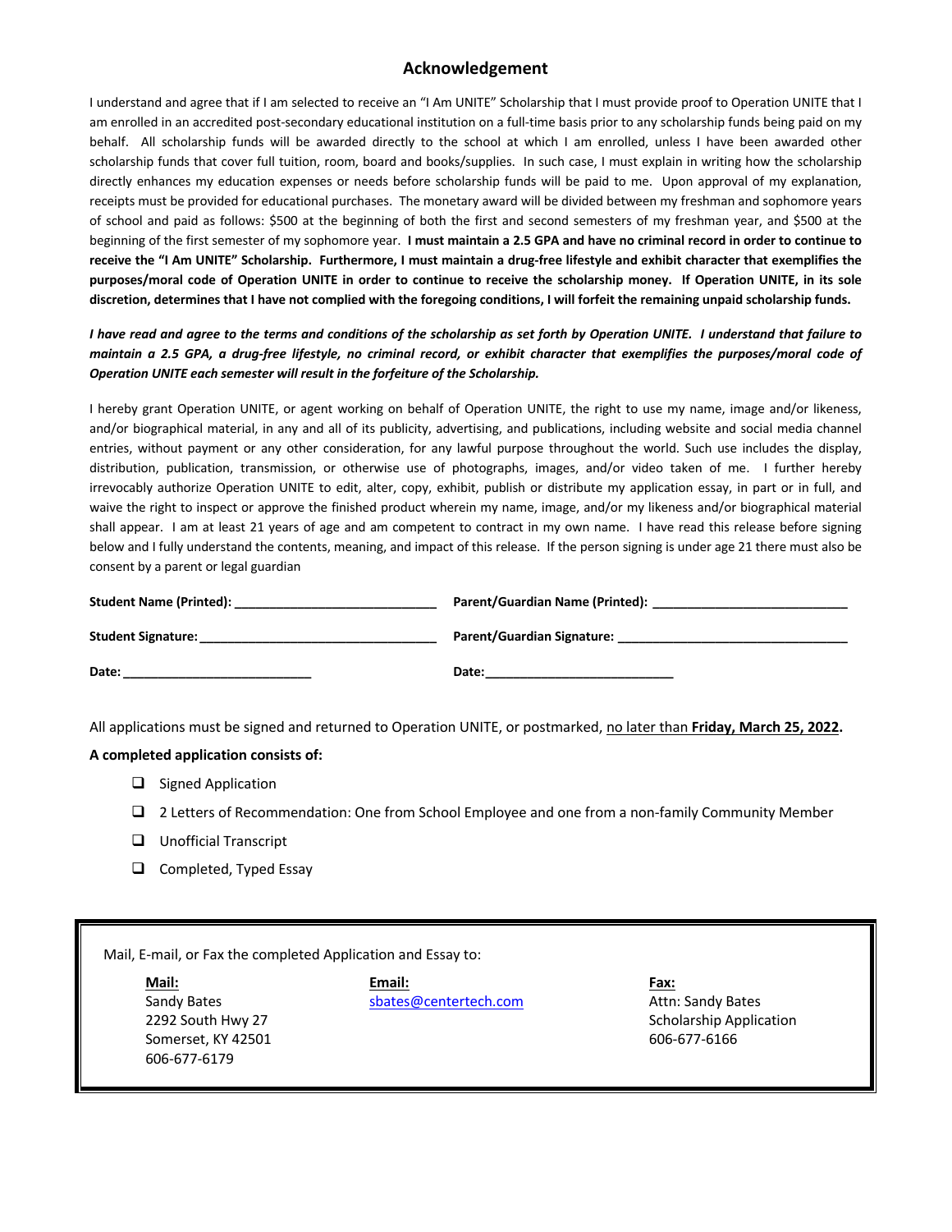## Acknowledgement

I understand and agree that if I am selected to receive an "I Am UNITE" Scholarship that I must provide proof to Operation UNITE that I am enrolled in an accredited post-secondary educational institution on a full-time basis prior to any scholarship funds being paid on my behalf. All scholarship funds will be awarded directly to the school at which I am enrolled, unless I have been awarded other scholarship funds that cover full tuition, room, board and books/supplies. In such case, I must explain in writing how the scholarship directly enhances my education expenses or needs before scholarship funds will be paid to me. Upon approval of my explanation, receipts must be provided for educational purchases. The monetary award will be divided between my freshman and sophomore years of school and paid as follows: $500 at the beginning of both the first and second semesters of my freshman year, and $500 at the beginning of the first semester of my sophomore year. **I must maintain a 2.5 GPA and have no criminal record in order to continue to receive the "I Am UNITE" Scholarship. Furthermore, I must maintain a drug-free lifestyle and exhibit character that exemplifies the purposes/moral code of Operation UNITE in order to continue to receive the scholarship money. If Operation UNITE, in its sole discretion, determines that I have not complied with the foregoing conditions, I will forfeit the remaining unpaid scholarship funds.**

***I have read and agree to the terms and conditions of the scholarship as set forth by Operation UNITE. I understand that failure to maintain a 2.5 GPA, a drug-free lifestyle, no criminal record, or exhibit character that exemplifies the purposes/moral code of Operation UNITE each semester will result in the forfeiture of the Scholarship.***

I hereby grant Operation UNITE, or agent working on behalf of Operation UNITE, the right to use my name, image and/or likeness, and/or biographical material, in any and all of its publicity, advertising, and publications, including website and social media channel entries, without payment or any other consideration, for any lawful purpose throughout the world. Such use includes the display, distribution, publication, transmission, or otherwise use of photographs, images, and/or video taken of me. I further hereby irrevocably authorize Operation UNITE to edit, alter, copy, exhibit, publish or distribute my application essay, in part or in full, and waive the right to inspect or approve the finished product wherein my name, image, and/or my likeness and/or biographical material shall appear. I am at least 21 years of age and am competent to contract in my own name. I have read this release before signing below and I fully understand the contents, meaning, and impact of this release. If the person signing is under age 21 there must also be consent by a parent or legal guardian

**Student Name (Printed):** ____________________________

**Student Signature:** ________________________________

**Date:** __________________________

**Parent/Guardian Name (Printed):** ___________________________

**Parent/Guardian Signature:** ________________________________

**Date:** __________________________

All applications must be signed and returned to Operation UNITE, or postmarked, no later than **Friday, March 25, 2022.**

**A completed application consists of:**

- ❑ Signed Application
- ❑ 2 Letters of Recommendation: One from School Employee and one from a non-family Community Member
- ❑ Unofficial Transcript
- ❑ Completed, Typed Essay

Mail, E-mail, or Fax the completed Application and Essay to:

**Mail:**
Sandy Bates
2292 South Hwy 27
Somerset, KY 42501
606-677-6179

**Email:**
sbates@centertech.com

**Fax:**
Attn: Sandy Bates
Scholarship Application
606-677-6166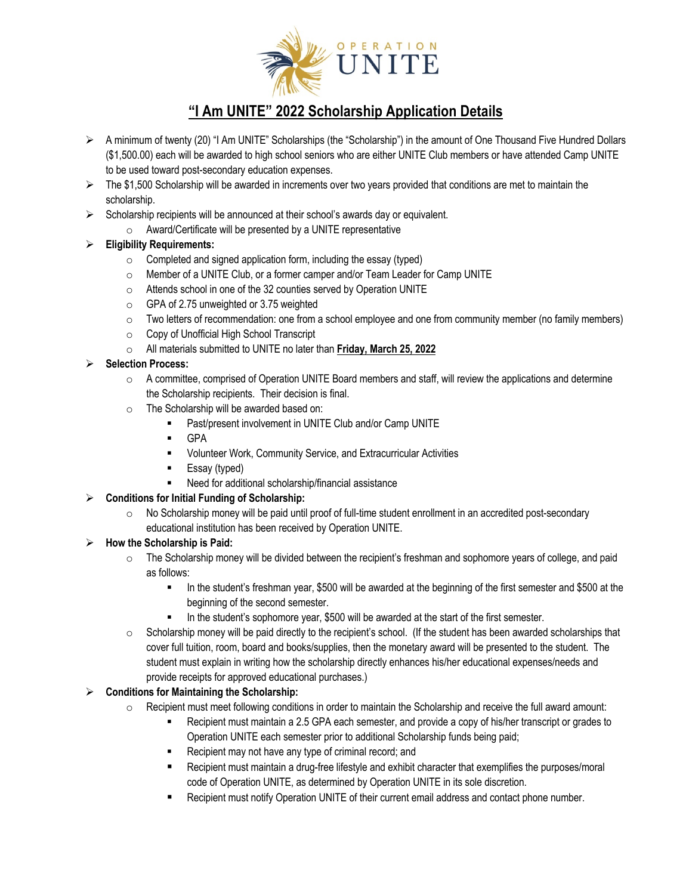OPERATION UNITE

# "I Am UNITE" 2022 Scholarship Application Details

- A minimum of twenty (20) "I Am UNITE" Scholarships (the "Scholarship") in the amount of One Thousand Five Hundred Dollars ($1,500.00) each will be awarded to high school seniors who are either UNITE Club members or have attended Camp UNITE to be used toward post-secondary education expenses.
- The $1,500 Scholarship will be awarded in increments over two years provided that conditions are met to maintain the scholarship.
- Scholarship recipients will be announced at their school's awards day or equivalent.
  - Award/Certificate will be presented by a UNITE representative
- **Eligibility Requirements:**
  - Completed and signed application form, including the essay (typed)
  - Member of a UNITE Club, or a former camper and/or Team Leader for Camp UNITE
  - Attends school in one of the 32 counties served by Operation UNITE
  - GPA of 2.75 unweighted or 3.75 weighted
  - Two letters of recommendation: one from a school employee and one from community member (no family members)
  - Copy of Unofficial High School Transcript
  - All materials submitted to UNITE no later than **Friday, March 25, 2022**
- **Selection Process:**
  - A committee, comprised of Operation UNITE Board members and staff, will review the applications and determine the Scholarship recipients. Their decision is final.
  - The Scholarship will be awarded based on:
    - Past/present involvement in UNITE Club and/or Camp UNITE
    - GPA
    - Volunteer Work, Community Service, and Extracurricular Activities
    - Essay (typed)
    - Need for additional scholarship/financial assistance
- **Conditions for Initial Funding of Scholarship:**
  - No Scholarship money will be paid until proof of full-time student enrollment in an accredited post-secondary educational institution has been received by Operation UNITE.
- **How the Scholarship is Paid:**
  - The Scholarship money will be divided between the recipient's freshman and sophomore years of college, and paid as follows:
    - In the student's freshman year, $500 will be awarded at the beginning of the first semester and $500 at the beginning of the second semester.
    - In the student's sophomore year, $500 will be awarded at the start of the first semester.
  - Scholarship money will be paid directly to the recipient's school. (If the student has been awarded scholarships that cover full tuition, room, board and books/supplies, then the monetary award will be presented to the student. The student must explain in writing how the scholarship directly enhances his/her educational expenses/needs and provide receipts for approved educational purchases.)
- **Conditions for Maintaining the Scholarship:**
  - Recipient must meet following conditions in order to maintain the Scholarship and receive the full award amount:
    - Recipient must maintain a 2.5 GPA each semester, and provide a copy of his/her transcript or grades to Operation UNITE each semester prior to additional Scholarship funds being paid;
    - Recipient may not have any type of criminal record; and
    - Recipient must maintain a drug-free lifestyle and exhibit character that exemplifies the purposes/moral code of Operation UNITE, as determined by Operation UNITE in its sole discretion.
    - Recipient must notify Operation UNITE of their current email address and contact phone number.